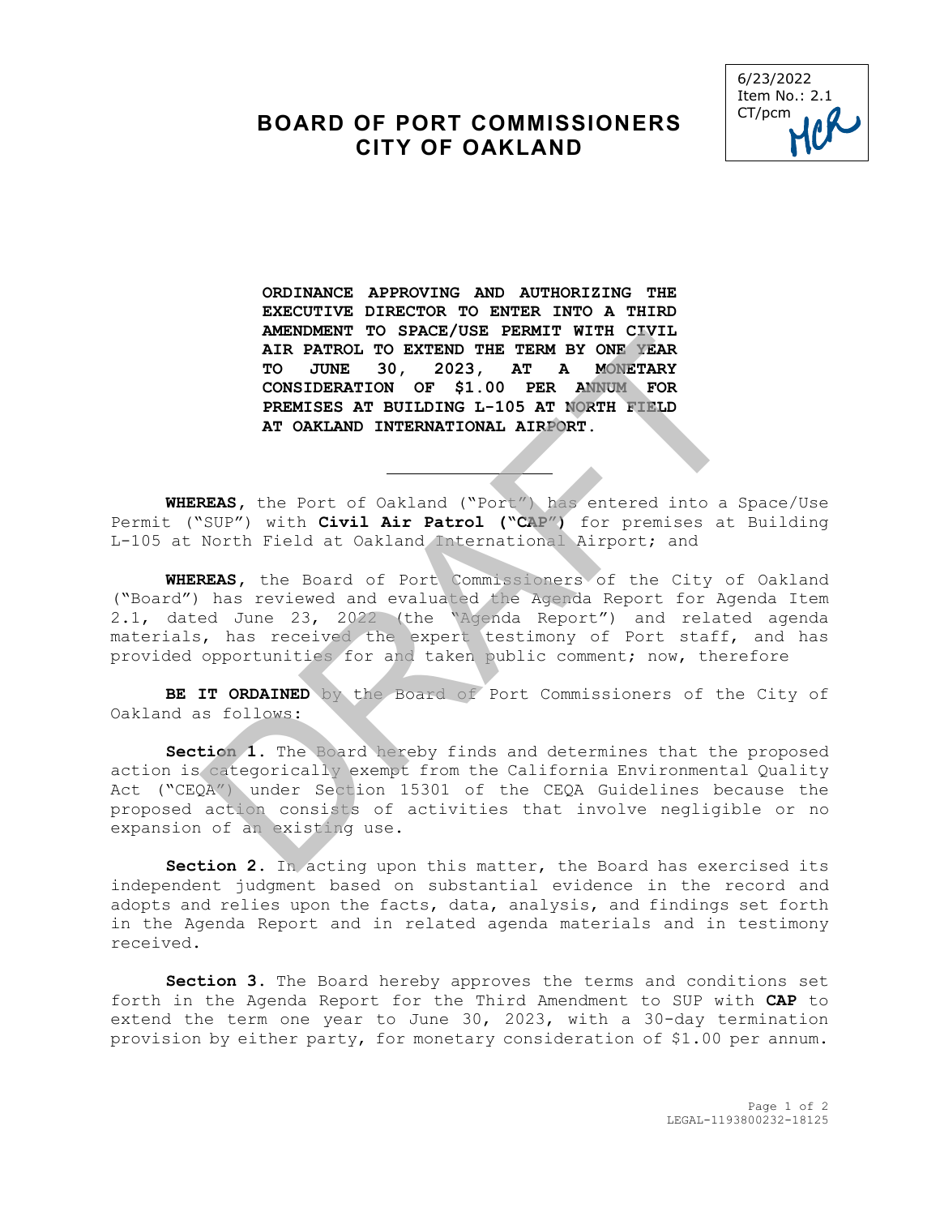6/23/2022
Item No.: 2.1
CT/pcm

# BOARD OF PORT COMMISSIONERS
# CITY OF OAKLAND

**ORDINANCE APPROVING AND AUTHORIZING THE EXECUTIVE DIRECTOR TO ENTER INTO A THIRD AMENDMENT TO SPACE/USE PERMIT WITH CIVIL AIR PATROL TO EXTEND THE TERM BY ONE YEAR TO JUNE 30, 2023, AT A MONETARY CONSIDERATION OF $1.00 PER ANNUM FOR PREMISES AT BUILDING L-105 AT NORTH FIELD AT OAKLAND INTERNATIONAL AIRPORT.**

---

**WHEREAS,** the Port of Oakland ("Port") has entered into a Space/Use Permit ("SUP") with **Civil Air Patrol ("CAP")** for premises at Building L-105 at North Field at Oakland International Airport; and

**WHEREAS,** the Board of Port Commissioners of the City of Oakland ("Board") has reviewed and evaluated the Agenda Report for Agenda Item 2.1, dated June 23, 2022 (the "Agenda Report") and related agenda materials, has received the expert testimony of Port staff, and has provided opportunities for and taken public comment; now, therefore

**BE IT ORDAINED** by the Board of Port Commissioners of the City of Oakland as follows:

**Section 1.** The Board hereby finds and determines that the proposed action is categorically exempt from the California Environmental Quality Act ("CEQA") under Section 15301 of the CEQA Guidelines because the proposed action consists of activities that involve negligible or no expansion of an existing use.

**Section 2.** In acting upon this matter, the Board has exercised its independent judgment based on substantial evidence in the record and adopts and relies upon the facts, data, analysis, and findings set forth in the Agenda Report and in related agenda materials and in testimony received.

**Section 3.** The Board hereby approves the terms and conditions set forth in the Agenda Report for the Third Amendment to SUP with **CAP** to extend the term one year to June 30, 2023, with a 30-day termination provision by either party, for monetary consideration of $1.00 per annum.

LEGAL-1193800232-18125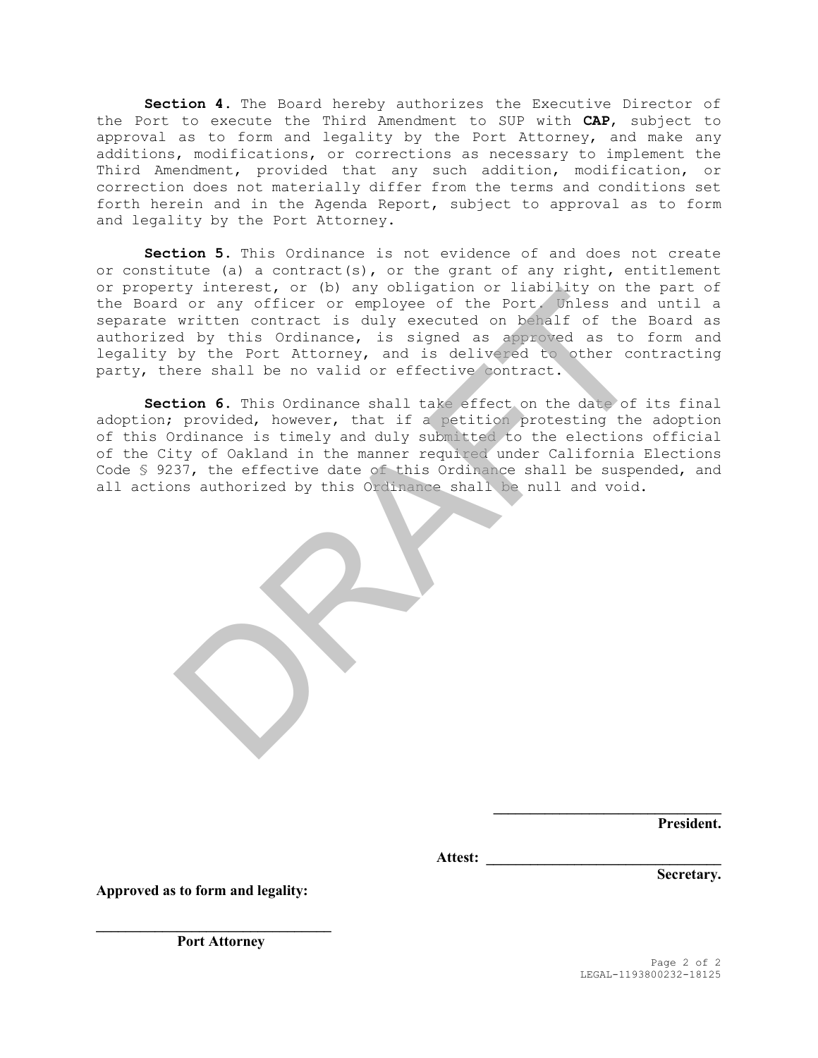**Section 4.** The Board hereby authorizes the Executive Director of the Port to execute the Third Amendment to SUP with **CAP**, subject to approval as to form and legality by the Port Attorney, and make any additions, modifications, or corrections as necessary to implement the Third Amendment, provided that any such addition, modification, or correction does not materially differ from the terms and conditions set forth herein and in the Agenda Report, subject to approval as to form and legality by the Port Attorney.

**Section 5.** This Ordinance is not evidence of and does not create or constitute (a) a contract(s), or the grant of any right, entitlement or property interest, or (b) any obligation or liability on the part of the Board or any officer or employee of the Port. Unless and until a separate written contract is duly executed on behalf of the Board as authorized by this Ordinance, is signed as approved as to form and legality by the Port Attorney, and is delivered to other contracting party, there shall be no valid or effective contract.

**Section 6.** This Ordinance shall take effect on the date of its final adoption; provided, however, that if a petition protesting the adoption of this Ordinance is timely and duly submitted to the elections official of the City of Oakland in the manner required under California Elections Code § 9237, the effective date of this Ordinance shall be suspended, and all actions authorized by this Ordinance shall be null and void.

DRAFT

\_\_\_\_\_\_\_\_\_\_\_\_\_\_\_\_\_\_\_\_\_\_\_\_\_\_\_\_\_\_
**President.**

**Attest:** \_\_\_\_\_\_\_\_\_\_\_\_\_\_\_\_\_\_\_\_\_\_\_\_\_\_\_\_\_\_
**Secretary.**

**Approved as to form and legality:**

\_\_\_\_\_\_\_\_\_\_\_\_\_\_\_\_\_\_\_\_\_\_\_\_\_\_\_\_\_\_
**Port Attorney**

LEGAL-1193800232-18125